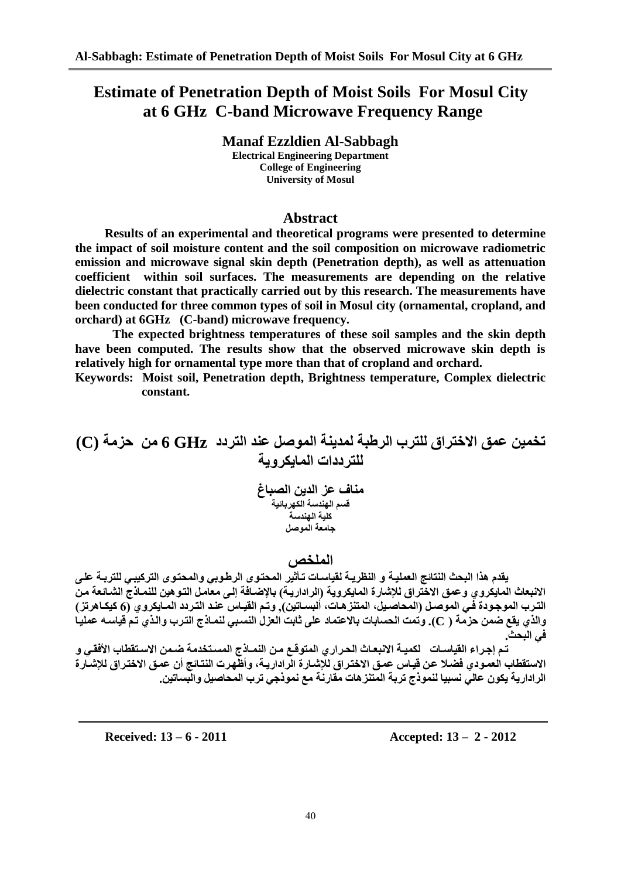# Estimate of Penetration Depth of Moist Soils For Mosul City at 6 GHz C-band Microwave Frequency Range

**Manaf Ezzldien Al-Sabbagh**
**Electrical Engineering Department**
**College of Engineering**
**University of Mosul**

## Abstract

**Results of an experimental and theoretical programs were presented to determine the impact of soil moisture content and the soil composition on microwave radiometric emission and microwave signal skin depth (Penetration depth), as well as attenuation coefficient within soil surfaces. The measurements are depending on the relative dielectric constant that practically carried out by this research. The measurements have been conducted for three common types of soil in Mosul city (ornamental, cropland, and orchard) at 6GHz (C-band) microwave frequency.**

**The expected brightness temperatures of these soil samples and the skin depth have been computed. The results show that the observed microwave skin depth is relatively high for ornamental type more than that of cropland and orchard.**

**Keywords: Moist soil, Penetration depth, Brightness temperature, Complex dielectric constant.**

# تخمين عمق الاختراق للترب الرطبة لمدينة الموصل عند التردد 6 GHz من حزمة (C) للترددات المايكروية

**مناف عز الدين الصباغ**
**قسم الهندسة الكهربائية**
**كلية الهندسة**
**جامعة الموصل**

## الملخص

**يقدم هذا البحث النتائج العملية و النظرية لقياسات تأثير المحتوى الرطوبي والمحتوى التركيبي للتربة على الانبعاث المايكروي وعمق الاختراق للإشارة المايكروية (الرادارية) بالإضافة إلى معامل التوهين للنماذج الشائعة من الترب الموجودة في الموصل (المحاصيل، المتنزهات، البساتين), وتم القياس عند التردد المايكروي (6 كيكاهرتز) والذي يقع ضمن حزمة ( C). وتمت الحسابات بالاعتماد على ثابت العزل النسبي لنماذج الترب والذي تم قياسه عمليا في البحث.**

**تم إجراء القياسات لكمية الانبعاث الحراري المتوقع من النماذج المستخدمة ضمن الاستقطاب الأفقي و الاستقطاب العمودي فضلا عن قياس عمق الاختراق للإشارة الرادارية، وأظهرت النتائج أن عمق الاختراق للإشارة الرادارية يكون عالي نسبيا لنموذج تربة المتنزهات مقارنة مع نموذجي ترب المحاصيل والبساتين.**

---

**Received: 13 – 6 - 2011** **Accepted: 13 – 2 - 2012**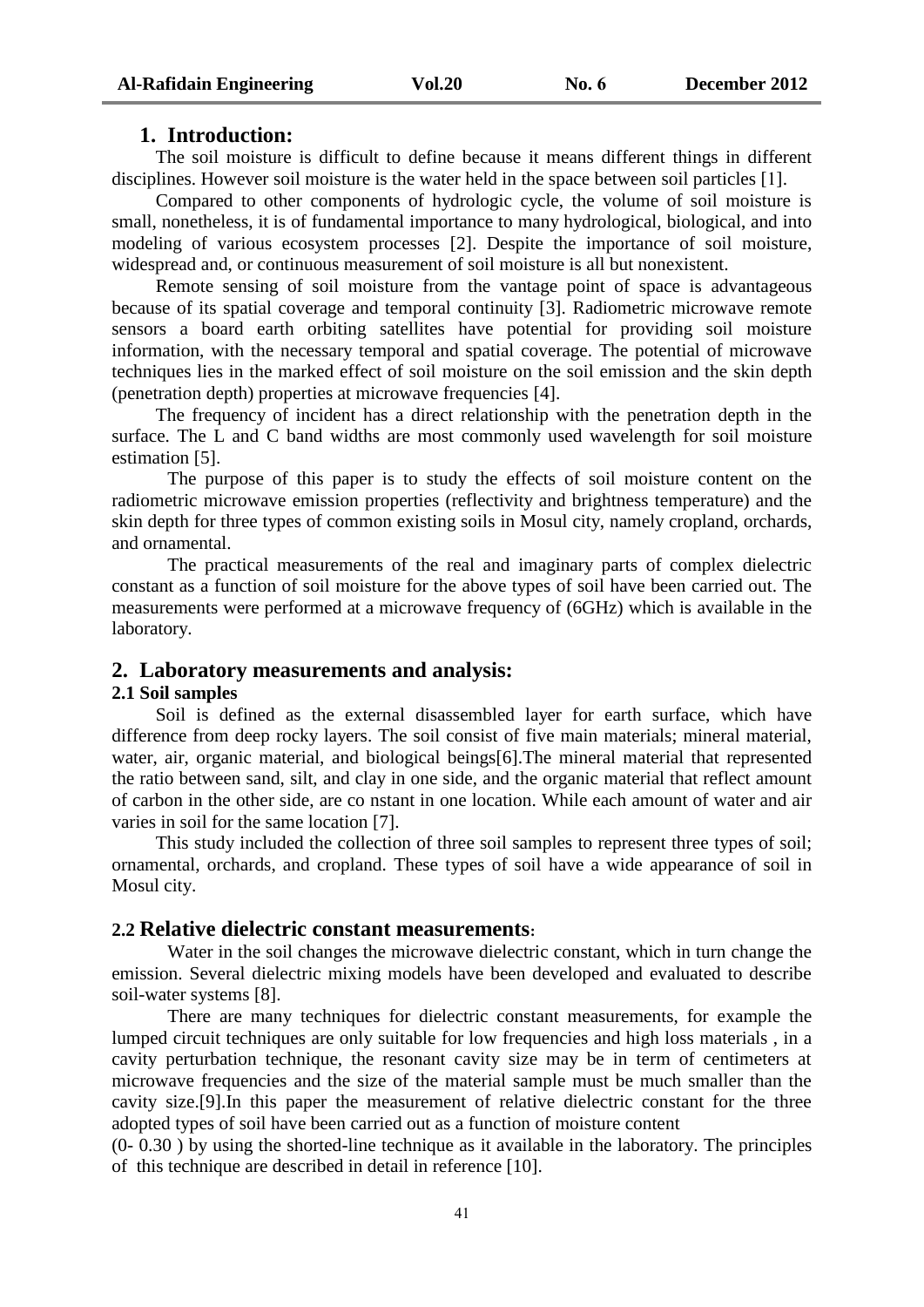## 1. Introduction:

The soil moisture is difficult to define because it means different things in different disciplines. However soil moisture is the water held in the space between soil particles [1].

Compared to other components of hydrologic cycle, the volume of soil moisture is small, nonetheless, it is of fundamental importance to many hydrological, biological, and into modeling of various ecosystem processes [2]. Despite the importance of soil moisture, widespread and, or continuous measurement of soil moisture is all but nonexistent.

Remote sensing of soil moisture from the vantage point of space is advantageous because of its spatial coverage and temporal continuity [3]. Radiometric microwave remote sensors a board earth orbiting satellites have potential for providing soil moisture information, with the necessary temporal and spatial coverage. The potential of microwave techniques lies in the marked effect of soil moisture on the soil emission and the skin depth (penetration depth) properties at microwave frequencies [4].

The frequency of incident has a direct relationship with the penetration depth in the surface. The L and C band widths are most commonly used wavelength for soil moisture estimation [5].

The purpose of this paper is to study the effects of soil moisture content on the radiometric microwave emission properties (reflectivity and brightness temperature) and the skin depth for three types of common existing soils in Mosul city, namely cropland, orchards, and ornamental.

The practical measurements of the real and imaginary parts of complex dielectric constant as a function of soil moisture for the above types of soil have been carried out. The measurements were performed at a microwave frequency of (6GHz) which is available in the laboratory.

## 2. Laboratory measurements and analysis:

### 2.1 Soil samples

Soil is defined as the external disassembled layer for earth surface, which have difference from deep rocky layers. The soil consist of five main materials; mineral material, water, air, organic material, and biological beings[6].The mineral material that represented the ratio between sand, silt, and clay in one side, and the organic material that reflect amount of carbon in the other side, are co nstant in one location. While each amount of water and air varies in soil for the same location [7].

This study included the collection of three soil samples to represent three types of soil; ornamental, orchards, and cropland. These types of soil have a wide appearance of soil in Mosul city.

### 2.2 Relative dielectric constant measurements:

Water in the soil changes the microwave dielectric constant, which in turn change the emission. Several dielectric mixing models have been developed and evaluated to describe soil-water systems [8].

There are many techniques for dielectric constant measurements, for example the lumped circuit techniques are only suitable for low frequencies and high loss materials , in a cavity perturbation technique, the resonant cavity size may be in term of centimeters at microwave frequencies and the size of the material sample must be much smaller than the cavity size.[9].In this paper the measurement of relative dielectric constant for the three adopted types of soil have been carried out as a function of moisture content (0- 0.30 ) by using the shorted-line technique as it available in the laboratory. The principles of this technique are described in detail in reference [10].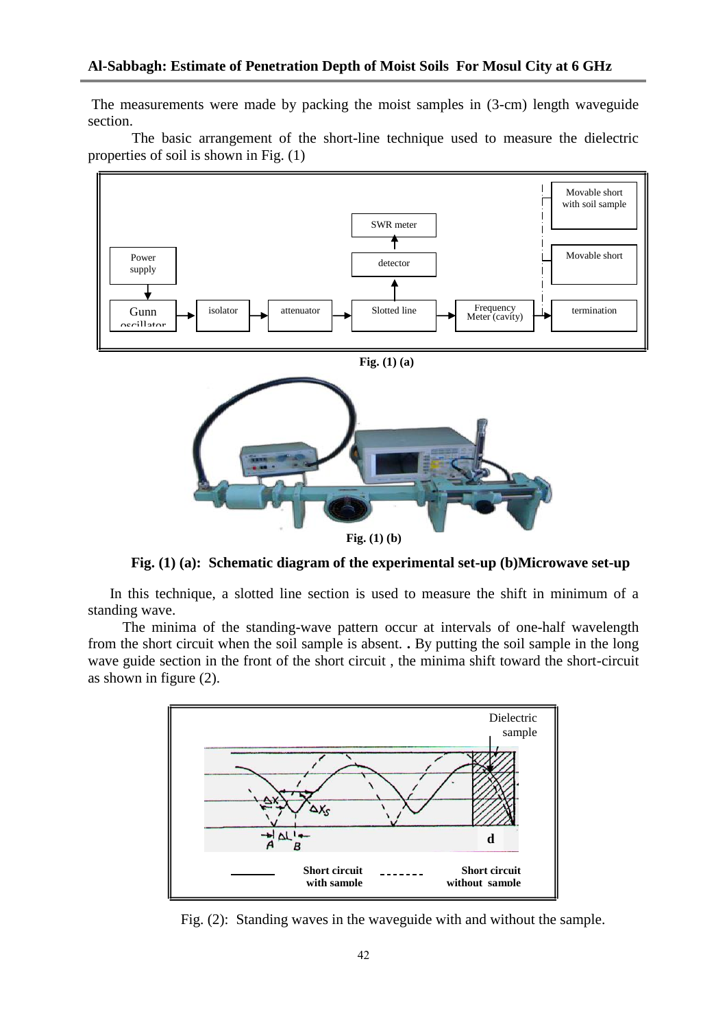The measurements were made by packing the moist samples in (3-cm) length waveguide section.

The basic arrangement of the short-line technique used to measure the dielectric properties of soil is shown in Fig. (1)

**Fig. (1) (a)**

**Fig. (1) (b)**

**Fig. (1) (a): Schematic diagram of the experimental set-up (b)Microwave set-up**

In this technique, a slotted line section is used to measure the shift in minimum of a standing wave.

The minima of the standing-wave pattern occur at intervals of one-half wavelength from the short circuit when the soil sample is absent. **.** By putting the soil sample in the long wave guide section in the front of the short circuit , the minima shift toward the short-circuit as shown in figure (2).

Fig. (2): Standing waves in the waveguide with and without the sample.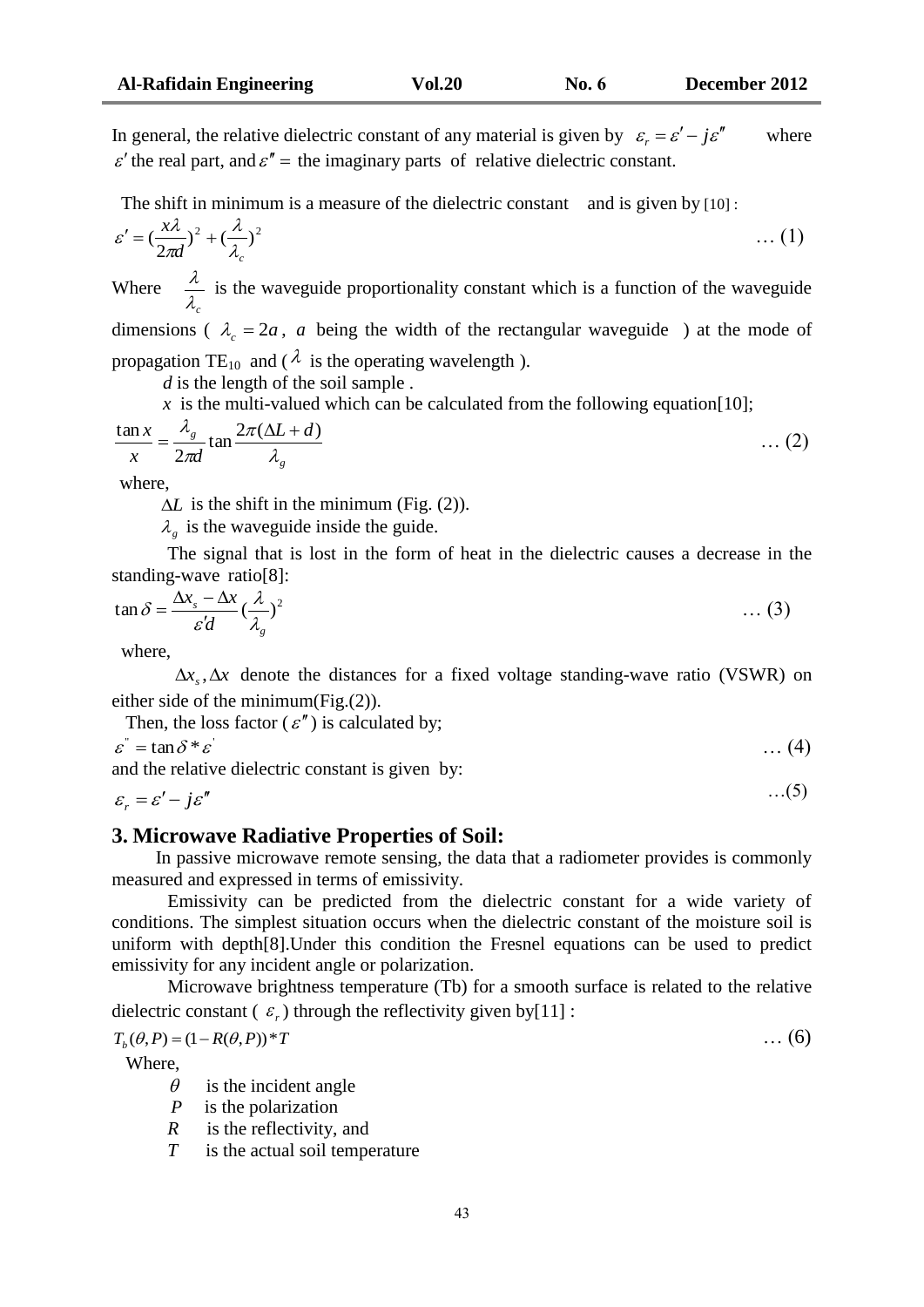In general, the relative dielectric constant of any material is given by $\varepsilon_r = \varepsilon' - j\varepsilon''$ where $\varepsilon'$ the real part, and $\varepsilon'' =$ the imaginary parts of relative dielectric constant.

The shift in minimum is a measure of the dielectric constant and is given by [10] :

$$\varepsilon' = (\frac{x\lambda}{2\pi d})^2 + (\frac{\lambda}{\lambda_c})^2 \qquad \dots (1)$$

Where $\frac{\lambda}{\lambda_c}$ is the waveguide proportionality constant which is a function of the waveguide dimensions ( $\lambda_c = 2a$ , $a$ being the width of the rectangular waveguide ) at the mode of propagation $TE_{10}$ and ( $\lambda$ is the operating wavelength ).

$d$ is the length of the soil sample .

$x$ is the multi-valued which can be calculated from the following equation[10];

$$\frac{\tan x}{x} = \frac{\lambda_g}{2\pi d} \tan \frac{2\pi(\Delta L + d)}{\lambda_g} \qquad \dots (2)$$

where,

$\Delta L$ is the shift in the minimum (Fig. (2)).

$\lambda_g$ is the waveguide inside the guide.

The signal that is lost in the form of heat in the dielectric causes a decrease in the standing-wave ratio[8]:

$$\tan \delta = \frac{\Delta x_s - \Delta x}{\varepsilon' d} (\frac{\lambda}{\lambda_g})^2 \qquad \dots (3)$$

where,

$\Delta x_s, \Delta x$ denote the distances for a fixed voltage standing-wave ratio (VSWR) on either side of the minimum(Fig.(2)).

Then, the loss factor ( $\varepsilon''$ ) is calculated by;

$$\varepsilon'' = \tan \delta * \varepsilon' \qquad \dots (4)$$

and the relative dielectric constant is given by:

$$\varepsilon_r = \varepsilon' - j\varepsilon'' \qquad \dots (5)$$

## 3. Microwave Radiative Properties of Soil:

In passive microwave remote sensing, the data that a radiometer provides is commonly measured and expressed in terms of emissivity.

Emissivity can be predicted from the dielectric constant for a wide variety of conditions. The simplest situation occurs when the dielectric constant of the moisture soil is uniform with depth[8].Under this condition the Fresnel equations can be used to predict emissivity for any incident angle or polarization.

Microwave brightness temperature (Tb) for a smooth surface is related to the relative dielectric constant ( $\varepsilon_r$ ) through the reflectivity given by[11] :

$$T_b(\theta, P) = (1 - R(\theta, P)) * T \qquad \dots (6)$$

Where,

- $\theta$ is the incident angle
- $P$ is the polarization
- $R$ is the reflectivity, and
- $T$ is the actual soil temperature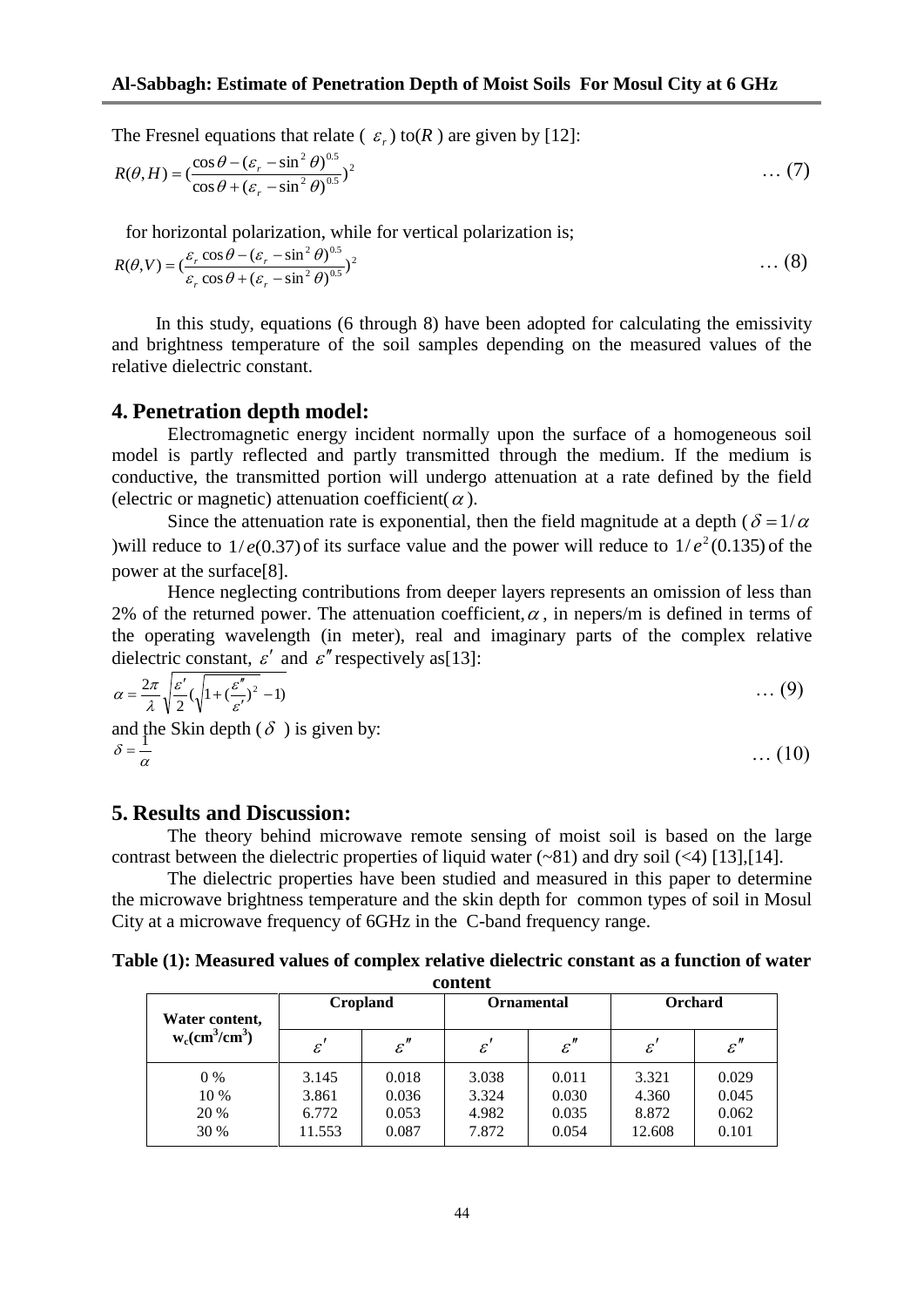The Fresnel equations that relate ( $\varepsilon_r$ ) to( $R$ ) are given by [12]:

$$R(\theta,H)=\left(\frac{\cos\theta-(\varepsilon_r-\sin^2\theta)^{0.5}}{\cos\theta+(\varepsilon_r-\sin^2\theta)^{0.5}}\right)^2 \qquad \ldots (7)$$

for horizontal polarization, while for vertical polarization is;

$$R(\theta,V)=\left(\frac{\varepsilon_r\cos\theta-(\varepsilon_r-\sin^2\theta)^{0.5}}{\varepsilon_r\cos\theta+(\varepsilon_r-\sin^2\theta)^{0.5}}\right)^2 \qquad \ldots (8)$$

In this study, equations (6 through 8) have been adopted for calculating the emissivity and brightness temperature of the soil samples depending on the measured values of the relative dielectric constant.

## 4. Penetration depth model:

Electromagnetic energy incident normally upon the surface of a homogeneous soil model is partly reflected and partly transmitted through the medium. If the medium is conductive, the transmitted portion will undergo attenuation at a rate defined by the field (electric or magnetic) attenuation coefficient( $\alpha$ ).

Since the attenuation rate is exponential, then the field magnitude at a depth ( $\delta = 1/\alpha$ )will reduce to $1/e(0.37)$ of its surface value and the power will reduce to $1/e^2(0.135)$ of the power at the surface[8].

Hence neglecting contributions from deeper layers represents an omission of less than 2% of the returned power. The attenuation coefficient, $\alpha$ , in nepers/m is defined in terms of the operating wavelength (in meter), real and imaginary parts of the complex relative dielectric constant, $\varepsilon'$ and $\varepsilon''$ respectively as[13]:

$$\alpha=\frac{2\pi}{\lambda}\sqrt{\frac{\varepsilon'}{2}\left(\sqrt{1+\left(\frac{\varepsilon''}{\varepsilon'}\right)^2}-1\right)} \qquad \ldots (9)$$

and the Skin depth ( $\delta$ ) is given by:

$$\delta=\frac{1}{\alpha} \qquad \ldots (10)$$

## 5. Results and Discussion:

The theory behind microwave remote sensing of moist soil is based on the large contrast between the dielectric properties of liquid water (~81) and dry soil (<4) [13],[14].

The dielectric properties have been studied and measured in this paper to determine the microwave brightness temperature and the skin depth for common types of soil in Mosul City at a microwave frequency of 6GHz in the C-band frequency range.

**Table (1): Measured values of complex relative dielectric constant as a function of water content**

| Water content, $w_c$(cm$^3$/cm$^3$) | Cropland | | Ornamental | | Orchard | |
|---|---|---|---|---|---|---|
| | $\varepsilon'$ | $\varepsilon''$ | $\varepsilon'$ | $\varepsilon''$ | $\varepsilon'$ | $\varepsilon''$ |
| 0 % | 3.145 | 0.018 | 3.038 | 0.011 | 3.321 | 0.029 |
| 10 % | 3.861 | 0.036 | 3.324 | 0.030 | 4.360 | 0.045 |
| 20 % | 6.772 | 0.053 | 4.982 | 0.035 | 8.872 | 0.062 |
| 30 % | 11.553 | 0.087 | 7.872 | 0.054 | 12.608 | 0.101 |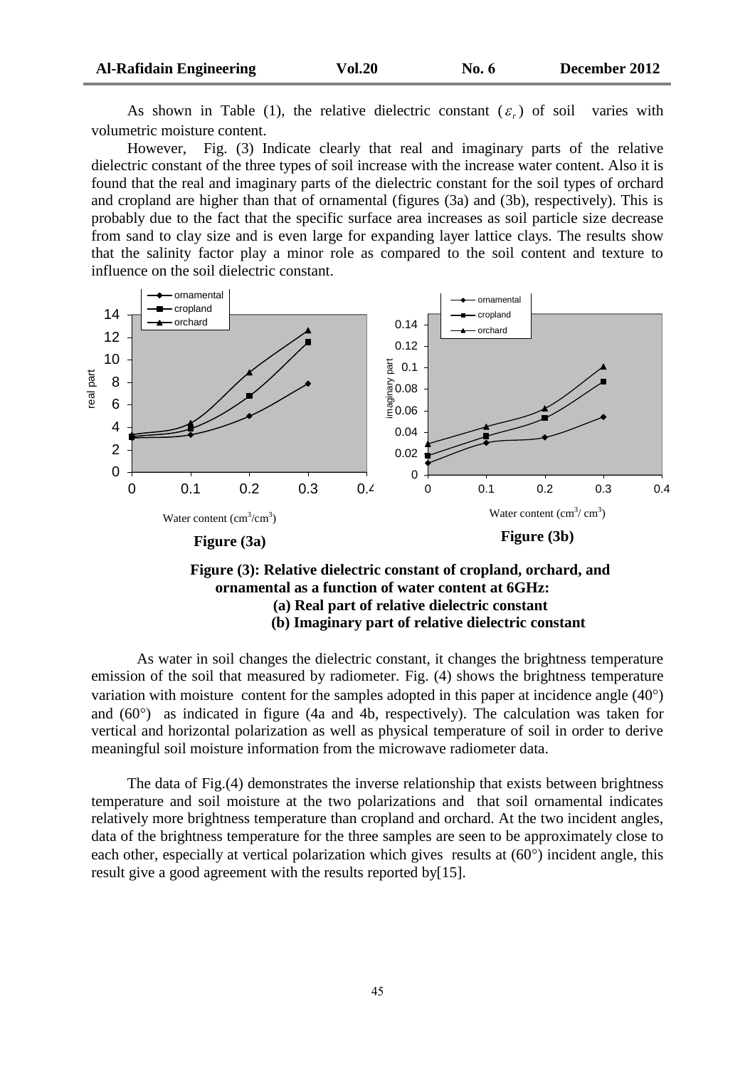As shown in Table (1), the relative dielectric constant ($\varepsilon_r$) of soil varies with volumetric moisture content.

However, Fig. (3) Indicate clearly that real and imaginary parts of the relative dielectric constant of the three types of soil increase with the increase water content. Also it is found that the real and imaginary parts of the dielectric constant for the soil types of orchard and cropland are higher than that of ornamental (figures (3a) and (3b), respectively). This is probably due to the fact that the specific surface area increases as soil particle size decrease from sand to clay size and is even large for expanding layer lattice clays. The results show that the salinity factor play a minor role as compared to the soil content and texture to influence on the soil dielectric constant.

**Figure (3a)**

**Figure (3b)**

**Figure (3): Relative dielectric constant of cropland, orchard, and ornamental as a function of water content at 6GHz:**
**(a) Real part of relative dielectric constant**
**(b) Imaginary part of relative dielectric constant**

As water in soil changes the dielectric constant, it changes the brightness temperature emission of the soil that measured by radiometer. Fig. (4) shows the brightness temperature variation with moisture content for the samples adopted in this paper at incidence angle (40°) and (60°) as indicated in figure (4a and 4b, respectively). The calculation was taken for vertical and horizontal polarization as well as physical temperature of soil in order to derive meaningful soil moisture information from the microwave radiometer data.

The data of Fig.(4) demonstrates the inverse relationship that exists between brightness temperature and soil moisture at the two polarizations and that soil ornamental indicates relatively more brightness temperature than cropland and orchard. At the two incident angles, data of the brightness temperature for the three samples are seen to be approximately close to each other, especially at vertical polarization which gives results at (60°) incident angle, this result give a good agreement with the results reported by[15].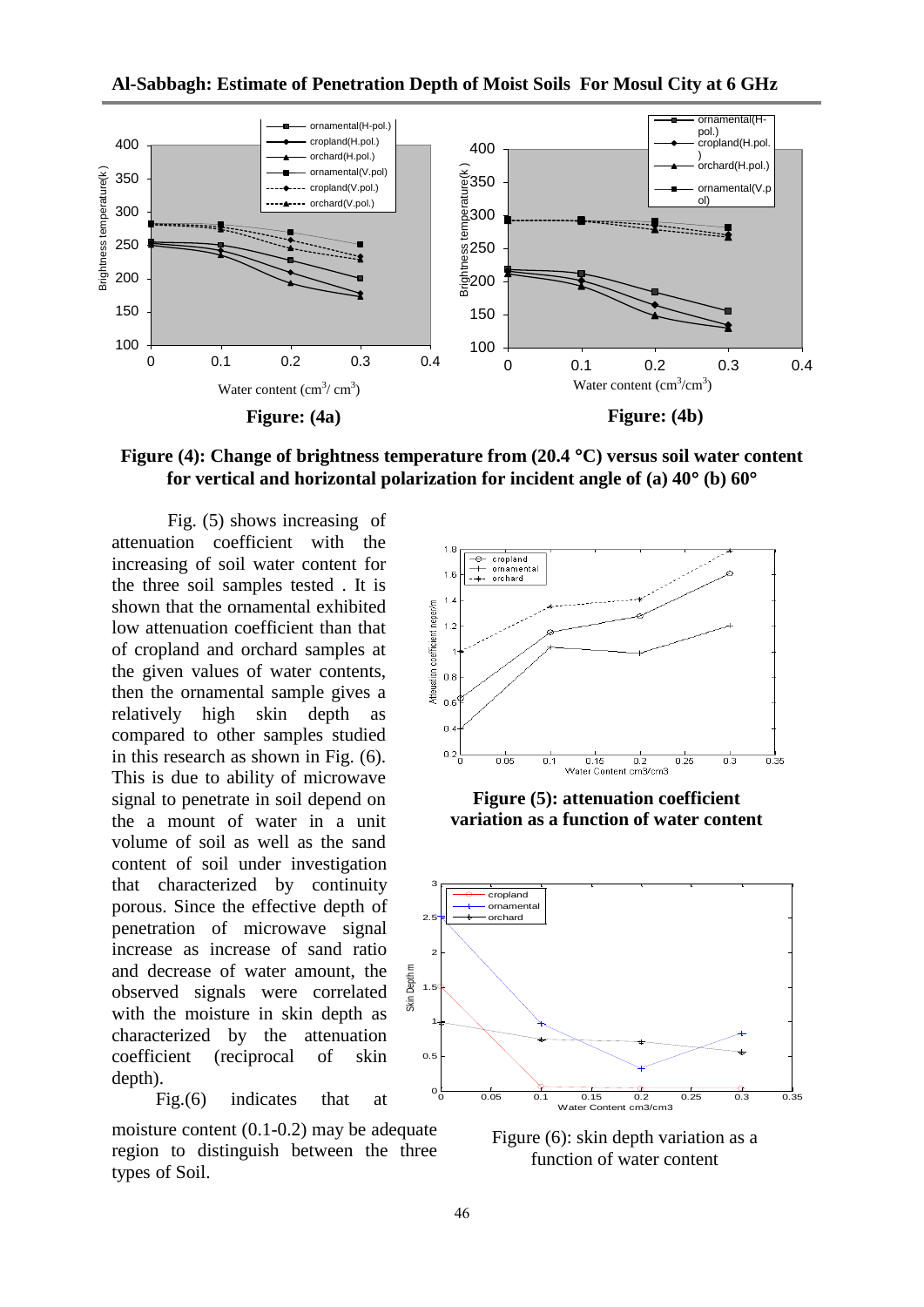**Figure: (4a)**

**Figure: (4b)**

**Figure (4): Change of brightness temperature from (20.4 °C) versus soil water content for vertical and horizontal polarization for incident angle of (a) 40° (b) 60°**

Fig. (5) shows increasing of attenuation coefficient with the increasing of soil water content for the three soil samples tested . It is shown that the ornamental exhibited low attenuation coefficient than that of cropland and orchard samples at the given values of water contents, then the ornamental sample gives a relatively high skin depth as compared to other samples studied in this research as shown in Fig. (6). This is due to ability of microwave signal to penetrate in soil depend on the a mount of water in a unit volume of soil as well as the sand content of soil under investigation that characterized by continuity porous. Since the effective depth of penetration of microwave signal increase as increase of sand ratio and decrease of water amount, the observed signals were correlated with the moisture in skin depth as characterized by the attenuation coefficient (reciprocal of skin depth).

Fig.(6) indicates that at moisture content (0.1-0.2) may be adequate region to distinguish between the three types of Soil.

**Figure (5): attenuation coefficient variation as a function of water content**

Figure (6): skin depth variation as a function of water content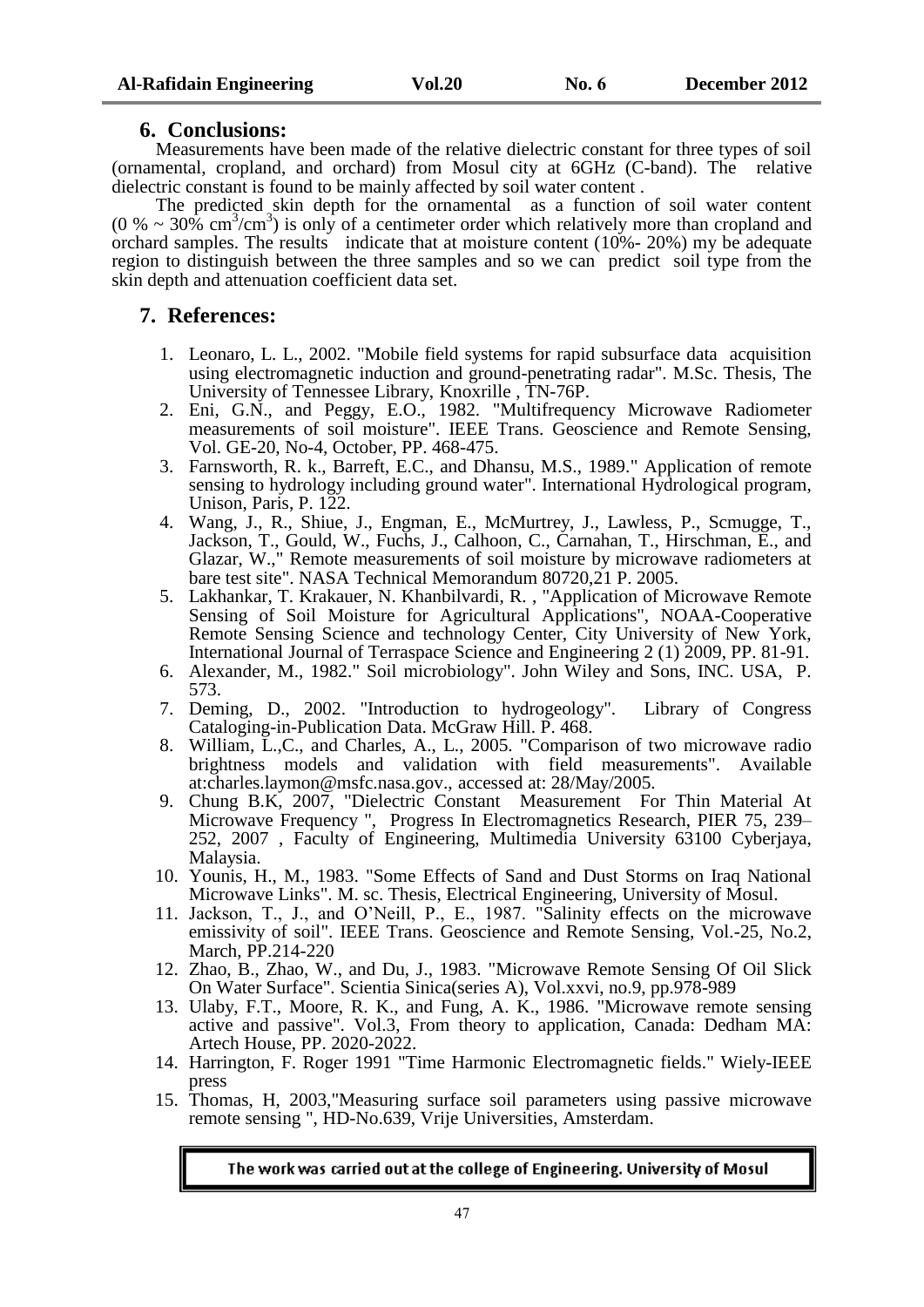## 6. Conclusions:

Measurements have been made of the relative dielectric constant for three types of soil (ornamental, cropland, and orchard) from Mosul city at 6GHz (C-band). The relative dielectric constant is found to be mainly affected by soil water content .

The predicted skin depth for the ornamental as a function of soil water content (0 % ~ 30% $cm^3/cm^3$) is only of a centimeter order which relatively more than cropland and orchard samples. The results indicate that at moisture content (10%- 20%) my be adequate region to distinguish between the three samples and so we can predict soil type from the skin depth and attenuation coefficient data set.

## 7. References:

1. Leonaro, L. L., 2002. "Mobile field systems for rapid subsurface data acquisition using electromagnetic induction and ground-penetrating radar". M.Sc. Thesis, The University of Tennessee Library, Knoxrille , TN-76P.
2. Eni, G.N., and Peggy, E.O., 1982. "Multifrequency Microwave Radiometer measurements of soil moisture". IEEE Trans. Geoscience and Remote Sensing, Vol. GE-20, No-4, October, PP. 468-475.
3. Farnsworth, R. k., Barreft, E.C., and Dhansu, M.S., 1989." Application of remote sensing to hydrology including ground water". International Hydrological program, Unison, Paris, P. 122.
4. Wang, J., R., Shiue, J., Engman, E., McMurtrey, J., Lawless, P., Scmugge, T., Jackson, T., Gould, W., Fuchs, J., Calhoon, C., Carnahan, T., Hirschman, E., and Glazar, W.," Remote measurements of soil moisture by microwave radiometers at bare test site". NASA Technical Memorandum 80720,21 P. 2005.
5. Lakhankar, T. Krakauer, N. Khanbilvardi, R. , "Application of Microwave Remote Sensing of Soil Moisture for Agricultural Applications", NOAA-Cooperative Remote Sensing Science and technology Center, City University of New York, International Journal of Terraspace Science and Engineering 2 (1) 2009, PP. 81-91.
6. Alexander, M., 1982." Soil microbiology". John Wiley and Sons, INC. USA, P. 573.
7. Deming, D., 2002. "Introduction to hydrogeology". Library of Congress Cataloging-in-Publication Data. McGraw Hill. P. 468.
8. William, L.,C., and Charles, A., L., 2005. "Comparison of two microwave radio brightness models and validation with field measurements". Available at:charles.laymon@msfc.nasa.gov., accessed at: 28/May/2005.
9. Chung B.K, 2007, "Dielectric Constant Measurement For Thin Material At Microwave Frequency ", Progress In Electromagnetics Research, PIER 75, 239–252, 2007 , Faculty of Engineering, Multimedia University 63100 Cyberjaya, Malaysia.
10. Younis, H., M., 1983. "Some Effects of Sand and Dust Storms on Iraq National Microwave Links". M. sc. Thesis, Electrical Engineering, University of Mosul.
11. Jackson, T., J., and O'Neill, P., E., 1987. "Salinity effects on the microwave emissivity of soil". IEEE Trans. Geoscience and Remote Sensing, Vol.-25, No.2, March, PP.214-220
12. Zhao, B., Zhao, W., and Du, J., 1983. "Microwave Remote Sensing Of Oil Slick On Water Surface". Scientia Sinica(series A), Vol.xxvi, no.9, pp.978-989
13. Ulaby, F.T., Moore, R. K., and Fung, A. K., 1986. "Microwave remote sensing active and passive". Vol.3, From theory to application, Canada: Dedham MA: Artech House, PP. 2020-2022.
14. Harrington, F. Roger 1991 "Time Harmonic Electromagnetic fields." Wiely-IEEE press
15. Thomas, H, 2003,"Measuring surface soil parameters using passive microwave remote sensing ", HD-No.639, Vrije Universities, Amsterdam.

The work was carried out at the college of Engineering. University of Mosul